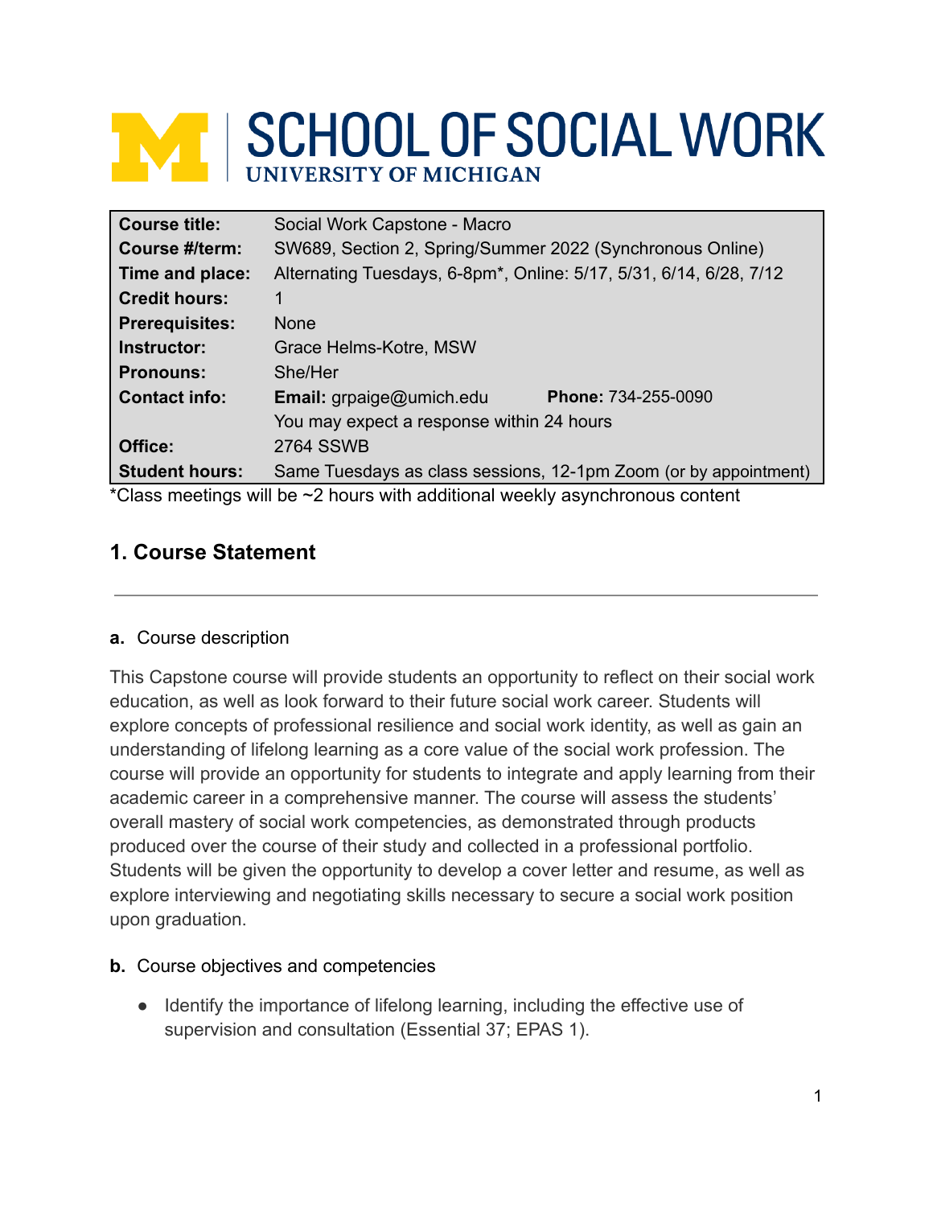# SCHOOL OF SOCIAL WORK
UNIVERSITY OF MICHIGAN

| | |
|---|---|
| **Course title:** | Social Work Capstone - Macro |
| **Course #/term:** | SW689, Section 2, Spring/Summer 2022 (Synchronous Online) |
| **Time and place:** | Alternating Tuesdays, 6-8pm*, Online: 5/17, 5/31, 6/14, 6/28, 7/12 |
| **Credit hours:** | 1 |
| **Prerequisites:** | None |
| **Instructor:** | Grace Helms-Kotre, MSW |
| **Pronouns:** | She/Her |
| **Contact info:** | **Email:** grpaige@umich.edu **Phone:** 734-255-0090<br>You may expect a response within 24 hours |
| **Office:** | 2764 SSWB |
| **Student hours:** | Same Tuesdays as class sessions, 12-1pm Zoom (or by appointment) |

*Class meetings will be ~2 hours with additional weekly asynchronous content

## 1. Course Statement

**a.** Course description

This Capstone course will provide students an opportunity to reflect on their social work education, as well as look forward to their future social work career. Students will explore concepts of professional resilience and social work identity, as well as gain an understanding of lifelong learning as a core value of the social work profession. The course will provide an opportunity for students to integrate and apply learning from their academic career in a comprehensive manner. The course will assess the students' overall mastery of social work competencies, as demonstrated through products produced over the course of their study and collected in a professional portfolio. Students will be given the opportunity to develop a cover letter and resume, as well as explore interviewing and negotiating skills necessary to secure a social work position upon graduation.

**b.** Course objectives and competencies

- Identify the importance of lifelong learning, including the effective use of supervision and consultation (Essential 37; EPAS 1).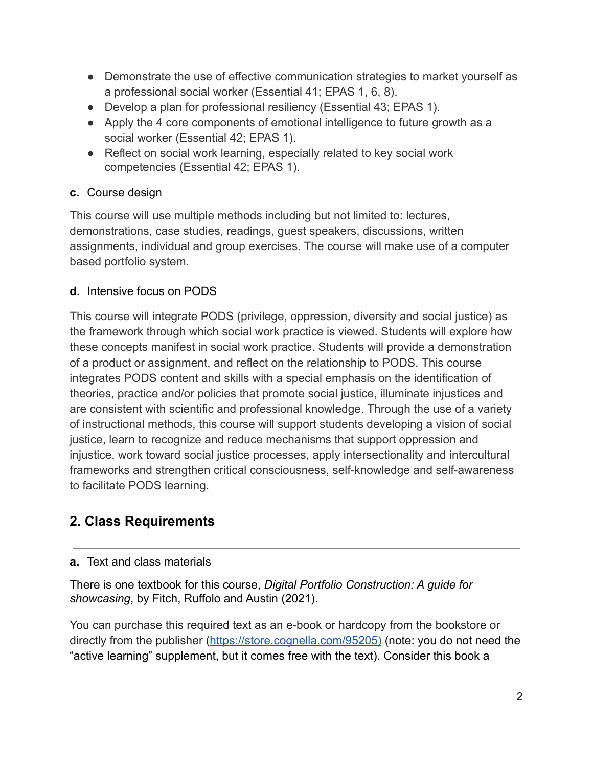- Demonstrate the use of effective communication strategies to market yourself as a professional social worker (Essential 41; EPAS 1, 6, 8).
- Develop a plan for professional resiliency (Essential 43; EPAS 1).
- Apply the 4 core components of emotional intelligence to future growth as a social worker (Essential 42; EPAS 1).
- Reflect on social work learning, especially related to key social work competencies (Essential 42; EPAS 1).

**c.** Course design

This course will use multiple methods including but not limited to: lectures, demonstrations, case studies, readings, guest speakers, discussions, written assignments, individual and group exercises. The course will make use of a computer based portfolio system.

**d.** Intensive focus on PODS

This course will integrate PODS (privilege, oppression, diversity and social justice) as the framework through which social work practice is viewed. Students will explore how these concepts manifest in social work practice. Students will provide a demonstration of a product or assignment, and reflect on the relationship to PODS. This course integrates PODS content and skills with a special emphasis on the identification of theories, practice and/or policies that promote social justice, illuminate injustices and are consistent with scientific and professional knowledge. Through the use of a variety of instructional methods, this course will support students developing a vision of social justice, learn to recognize and reduce mechanisms that support oppression and injustice, work toward social justice processes, apply intersectionality and intercultural frameworks and strengthen critical consciousness, self-knowledge and self-awareness to facilitate PODS learning.

## 2. Class Requirements

---

**a.** Text and class materials

There is one textbook for this course, *Digital Portfolio Construction: A guide for showcasing*, by Fitch, Ruffolo and Austin (2021).

You can purchase this required text as an e-book or hardcopy from the bookstore or directly from the publisher (https://store.cognella.com/95205) (note: you do not need the "active learning" supplement, but it comes free with the text). Consider this book a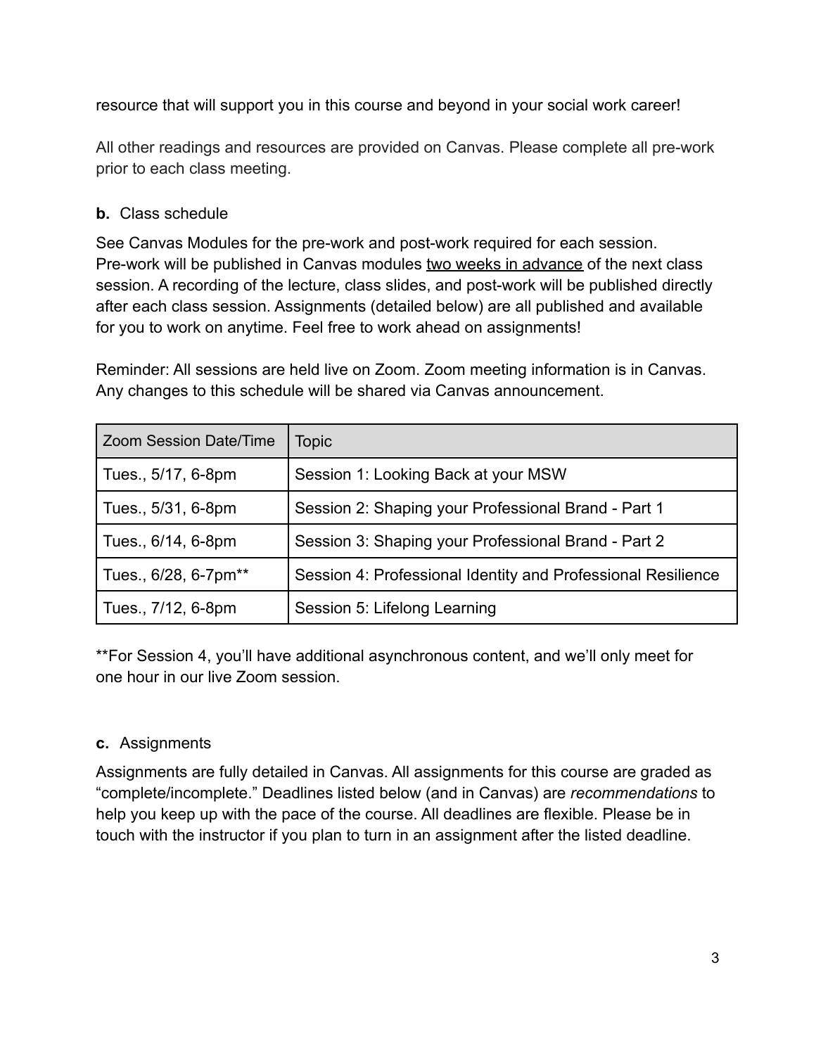resource that will support you in this course and beyond in your social work career!

All other readings and resources are provided on Canvas. Please complete all pre-work prior to each class meeting.

**b.** Class schedule

See Canvas Modules for the pre-work and post-work required for each session. Pre-work will be published in Canvas modules two weeks in advance of the next class session. A recording of the lecture, class slides, and post-work will be published directly after each class session. Assignments (detailed below) are all published and available for you to work on anytime. Feel free to work ahead on assignments!

Reminder: All sessions are held live on Zoom. Zoom meeting information is in Canvas. Any changes to this schedule will be shared via Canvas announcement.

| Zoom Session Date/Time | Topic |
|---|---|
| Tues., 5/17, 6-8pm | Session 1: Looking Back at your MSW |
| Tues., 5/31, 6-8pm | Session 2: Shaping your Professional Brand - Part 1 |
| Tues., 6/14, 6-8pm | Session 3: Shaping your Professional Brand - Part 2 |
| Tues., 6/28, 6-7pm** | Session 4: Professional Identity and Professional Resilience |
| Tues., 7/12, 6-8pm | Session 5: Lifelong Learning |

**For Session 4, you'll have additional asynchronous content, and we'll only meet for one hour in our live Zoom session.

**c.** Assignments

Assignments are fully detailed in Canvas. All assignments for this course are graded as "complete/incomplete." Deadlines listed below (and in Canvas) are *recommendations* to help you keep up with the pace of the course. All deadlines are flexible. Please be in touch with the instructor if you plan to turn in an assignment after the listed deadline.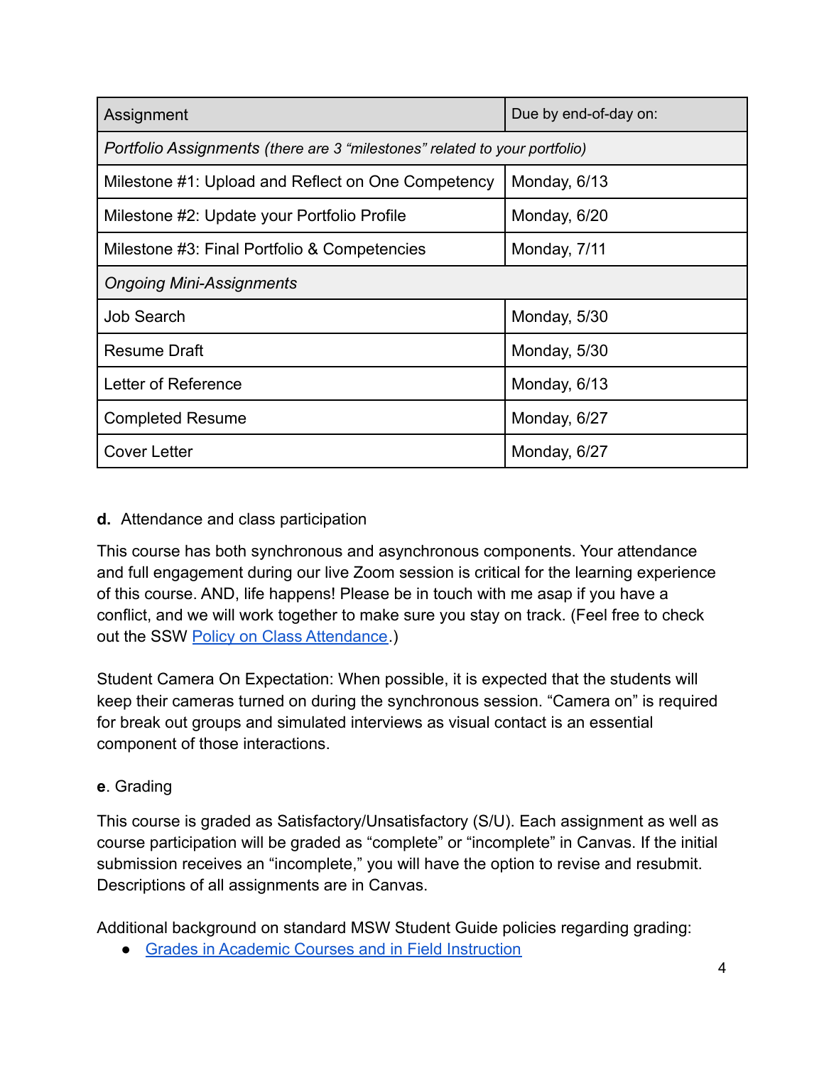| Assignment | Due by end-of-day on: |
|---|---|
| *Portfolio Assignments (there are 3 "milestones" related to your portfolio)* | |
| Milestone #1: Upload and Reflect on One Competency | Monday, 6/13 |
| Milestone #2: Update your Portfolio Profile | Monday, 6/20 |
| Milestone #3: Final Portfolio & Competencies | Monday, 7/11 |
| *Ongoing Mini-Assignments* | |
| Job Search | Monday, 5/30 |
| Resume Draft | Monday, 5/30 |
| Letter of Reference | Monday, 6/13 |
| Completed Resume | Monday, 6/27 |
| Cover Letter | Monday, 6/27 |

**d.** Attendance and class participation

This course has both synchronous and asynchronous components. Your attendance and full engagement during our live Zoom session is critical for the learning experience of this course. AND, life happens! Please be in touch with me asap if you have a conflict, and we will work together to make sure you stay on track. (Feel free to check out the SSW Policy on Class Attendance.)

Student Camera On Expectation: When possible, it is expected that the students will keep their cameras turned on during the synchronous session. "Camera on" is required for break out groups and simulated interviews as visual contact is an essential component of those interactions.

**e**. Grading

This course is graded as Satisfactory/Unsatisfactory (S/U). Each assignment as well as course participation will be graded as "complete" or "incomplete" in Canvas. If the initial submission receives an "incomplete," you will have the option to revise and resubmit. Descriptions of all assignments are in Canvas.

Additional background on standard MSW Student Guide policies regarding grading:

- Grades in Academic Courses and in Field Instruction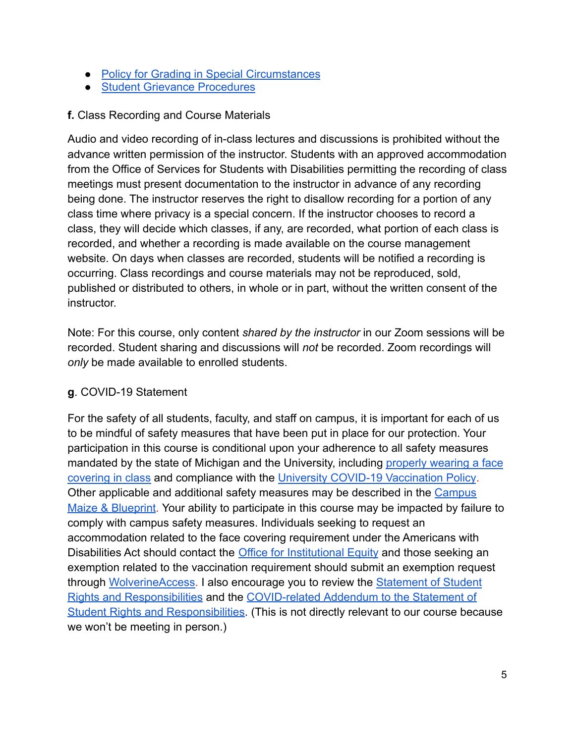- Policy for Grading in Special Circumstances
- Student Grievance Procedures

**f.** Class Recording and Course Materials

Audio and video recording of in-class lectures and discussions is prohibited without the advance written permission of the instructor. Students with an approved accommodation from the Office of Services for Students with Disabilities permitting the recording of class meetings must present documentation to the instructor in advance of any recording being done. The instructor reserves the right to disallow recording for a portion of any class time where privacy is a special concern. If the instructor chooses to record a class, they will decide which classes, if any, are recorded, what portion of each class is recorded, and whether a recording is made available on the course management website. On days when classes are recorded, students will be notified a recording is occurring. Class recordings and course materials may not be reproduced, sold, published or distributed to others, in whole or in part, without the written consent of the instructor.

Note: For this course, only content *shared by the instructor* in our Zoom sessions will be recorded. Student sharing and discussions will *not* be recorded. Zoom recordings will *only* be made available to enrolled students.

**g**. COVID-19 Statement

For the safety of all students, faculty, and staff on campus, it is important for each of us to be mindful of safety measures that have been put in place for our protection. Your participation in this course is conditional upon your adherence to all safety measures mandated by the state of Michigan and the University, including properly wearing a face covering in class and compliance with the University COVID-19 Vaccination Policy. Other applicable and additional safety measures may be described in the Campus Maize & Blueprint. Your ability to participate in this course may be impacted by failure to comply with campus safety measures. Individuals seeking to request an accommodation related to the face covering requirement under the Americans with Disabilities Act should contact the Office for Institutional Equity and those seeking an exemption related to the vaccination requirement should submit an exemption request through WolverineAccess. I also encourage you to review the Statement of Student Rights and Responsibilities and the COVID-related Addendum to the Statement of Student Rights and Responsibilities. (This is not directly relevant to our course because we won't be meeting in person.)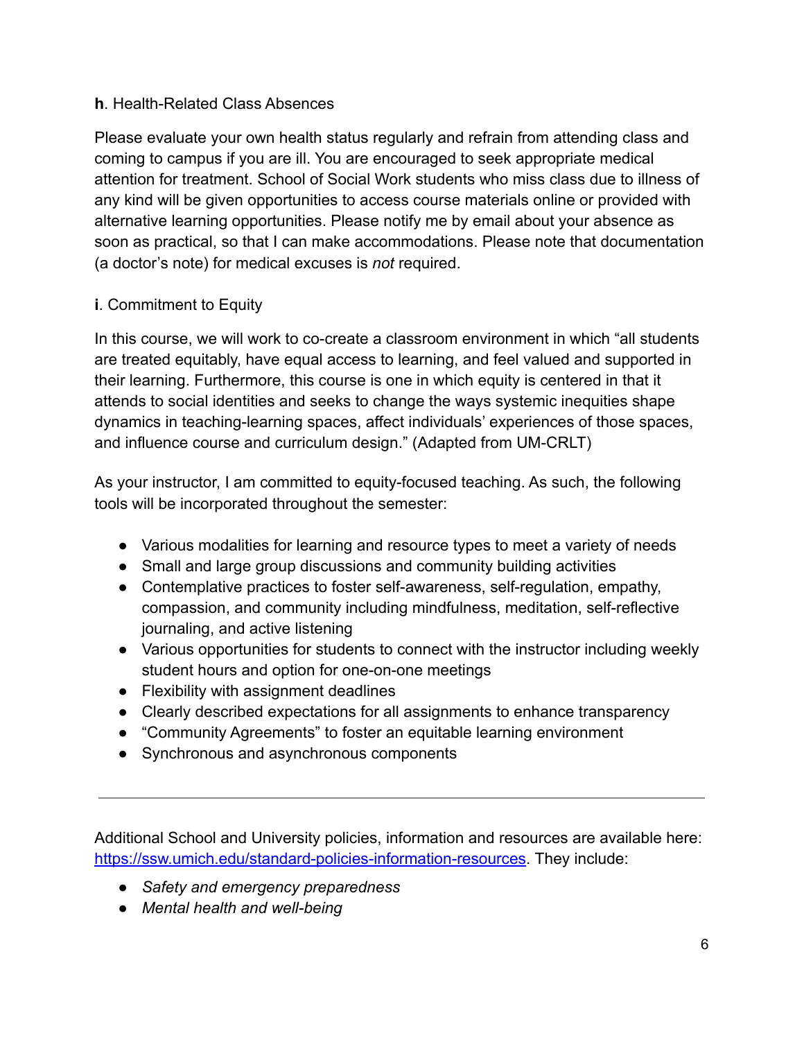**h**. Health-Related Class Absences

Please evaluate your own health status regularly and refrain from attending class and coming to campus if you are ill. You are encouraged to seek appropriate medical attention for treatment. School of Social Work students who miss class due to illness of any kind will be given opportunities to access course materials online or provided with alternative learning opportunities. Please notify me by email about your absence as soon as practical, so that I can make accommodations. Please note that documentation (a doctor's note) for medical excuses is *not* required.

**i**. Commitment to Equity

In this course, we will work to co-create a classroom environment in which "all students are treated equitably, have equal access to learning, and feel valued and supported in their learning. Furthermore, this course is one in which equity is centered in that it attends to social identities and seeks to change the ways systemic inequities shape dynamics in teaching-learning spaces, affect individuals' experiences of those spaces, and influence course and curriculum design." (Adapted from UM-CRLT)

As your instructor, I am committed to equity-focused teaching. As such, the following tools will be incorporated throughout the semester:

- Various modalities for learning and resource types to meet a variety of needs
- Small and large group discussions and community building activities
- Contemplative practices to foster self-awareness, self-regulation, empathy, compassion, and community including mindfulness, meditation, self-reflective journaling, and active listening
- Various opportunities for students to connect with the instructor including weekly student hours and option for one-on-one meetings
- Flexibility with assignment deadlines
- Clearly described expectations for all assignments to enhance transparency
- "Community Agreements" to foster an equitable learning environment
- Synchronous and asynchronous components

---

Additional School and University policies, information and resources are available here: [https://ssw.umich.edu/standard-policies-information-resources](https://ssw.umich.edu/standard-policies-information-resources). They include:

- *Safety and emergency preparedness*
- *Mental health and well-being*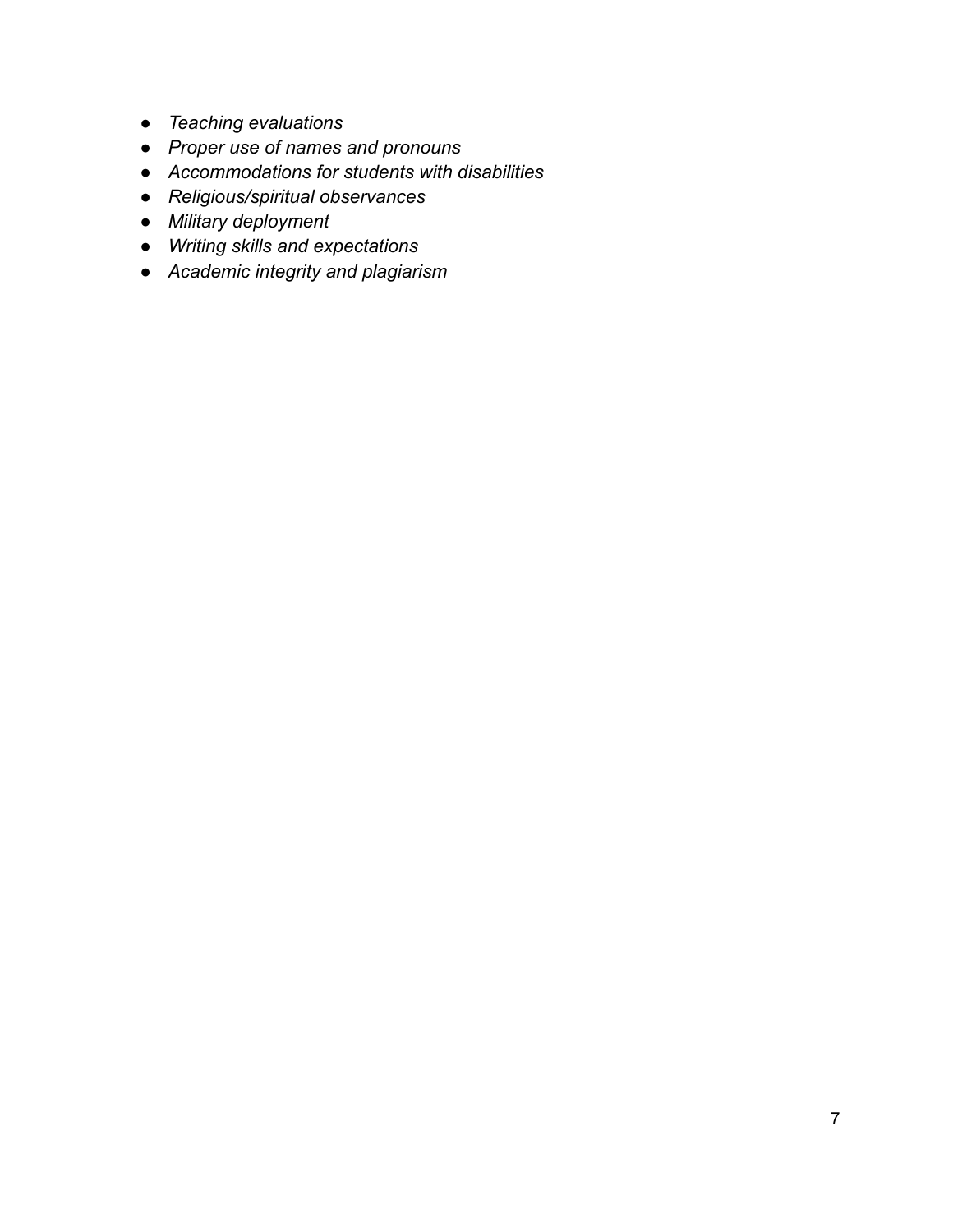- *Teaching evaluations*
- *Proper use of names and pronouns*
- *Accommodations for students with disabilities*
- *Religious/spiritual observances*
- *Military deployment*
- *Writing skills and expectations*
- *Academic integrity and plagiarism*